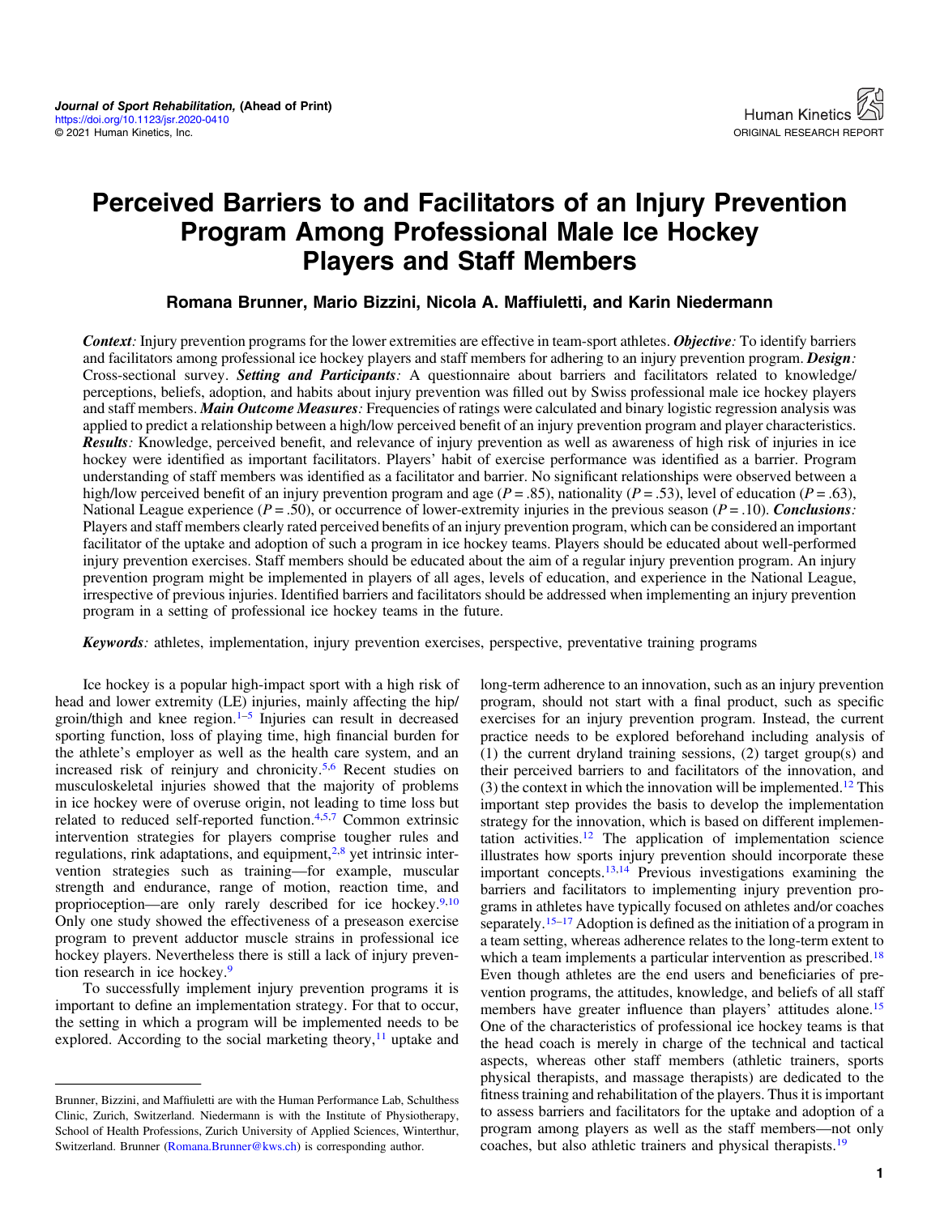Journal of Sport Rehabilitation, (Ahead of Print)
https://doi.org/10.1123/jsr.2020-0410
© 2021 Human Kinetics, Inc.

ORIGINAL RESEARCH REPORT

# Perceived Barriers to and Facilitators of an Injury Prevention Program Among Professional Male Ice Hockey Players and Staff Members

**Romana Brunner, Mario Bizzini, Nicola A. Maffiuletti, and Karin Niedermann**

***Context****:* Injury prevention programs for the lower extremities are effective in team-sport athletes. ***Objective****:* To identify barriers and facilitators among professional ice hockey players and staff members for adhering to an injury prevention program. ***Design****:* Cross-sectional survey. ***Setting and Participants****:* A questionnaire about barriers and facilitators related to knowledge/perceptions, beliefs, adoption, and habits about injury prevention was filled out by Swiss professional male ice hockey players and staff members. ***Main Outcome Measures****:* Frequencies of ratings were calculated and binary logistic regression analysis was applied to predict a relationship between a high/low perceived benefit of an injury prevention program and player characteristics. ***Results****:* Knowledge, perceived benefit, and relevance of injury prevention as well as awareness of high risk of injuries in ice hockey were identified as important facilitators. Players' habit of exercise performance was identified as a barrier. Program understanding of staff members was identified as a facilitator and barrier. No significant relationships were observed between a high/low perceived benefit of an injury prevention program and age ($P = .85$), nationality ($P = .53$), level of education ($P = .63$), National League experience ($P = .50$), or occurrence of lower-extremity injuries in the previous season ($P = .10$). ***Conclusions****:* Players and staff members clearly rated perceived benefits of an injury prevention program, which can be considered an important facilitator of the uptake and adoption of such a program in ice hockey teams. Players should be educated about well-performed injury prevention exercises. Staff members should be educated about the aim of a regular injury prevention program. An injury prevention program might be implemented in players of all ages, levels of education, and experience in the National League, irrespective of previous injuries. Identified barriers and facilitators should be addressed when implementing an injury prevention program in a setting of professional ice hockey teams in the future.

***Keywords****:* athletes, implementation, injury prevention exercises, perspective, preventative training programs

Ice hockey is a popular high-impact sport with a high risk of head and lower extremity (LE) injuries, mainly affecting the hip/groin/thigh and knee region.[1–5] Injuries can result in decreased sporting function, loss of playing time, high financial burden for the athlete's employer as well as the health care system, and an increased risk of reinjury and chronicity.[5,6] Recent studies on musculoskeletal injuries showed that the majority of problems in ice hockey were of overuse origin, not leading to time loss but related to reduced self-reported function.[4,5,7] Common extrinsic intervention strategies for players comprise tougher rules and regulations, rink adaptations, and equipment,[2,8] yet intrinsic intervention strategies such as training—for example, muscular strength and endurance, range of motion, reaction time, and proprioception—are only rarely described for ice hockey.[9,10] Only one study showed the effectiveness of a preseason exercise program to prevent adductor muscle strains in professional ice hockey players. Nevertheless there is still a lack of injury prevention research in ice hockey.[9]

To successfully implement injury prevention programs it is important to define an implementation strategy. For that to occur, the setting in which a program will be implemented needs to be explored. According to the social marketing theory,[11] uptake and long-term adherence to an innovation, such as an injury prevention program, should not start with a final product, such as specific exercises for an injury prevention program. Instead, the current practice needs to be explored beforehand including analysis of (1) the current dryland training sessions, (2) target group(s) and their perceived barriers to and facilitators of the innovation, and (3) the context in which the innovation will be implemented.[12] This important step provides the basis to develop the implementation strategy for the innovation, which is based on different implementation activities.[12] The application of implementation science illustrates how sports injury prevention should incorporate these important concepts.[13,14] Previous investigations examining the barriers and facilitators to implementing injury prevention programs in athletes have typically focused on athletes and/or coaches separately.[15–17] Adoption is defined as the initiation of a program in a team setting, whereas adherence relates to the long-term extent to which a team implements a particular intervention as prescribed.[18] Even though athletes are the end users and beneficiaries of prevention programs, the attitudes, knowledge, and beliefs of all staff members have greater influence than players' attitudes alone.[15] One of the characteristics of professional ice hockey teams is that the head coach is merely in charge of the technical and tactical aspects, whereas other staff members (athletic trainers, sports physical therapists, and massage therapists) are dedicated to the fitness training and rehabilitation of the players. Thus it is important to assess barriers and facilitators for the uptake and adoption of a program among players as well as the staff members—not only coaches, but also athletic trainers and physical therapists.[19]

Brunner, Bizzini, and Maffiuletti are with the Human Performance Lab, Schulthess Clinic, Zurich, Switzerland. Niedermann is with the Institute of Physiotherapy, School of Health Professions, Zurich University of Applied Sciences, Winterthur, Switzerland. Brunner (Romana.Brunner@kws.ch) is corresponding author.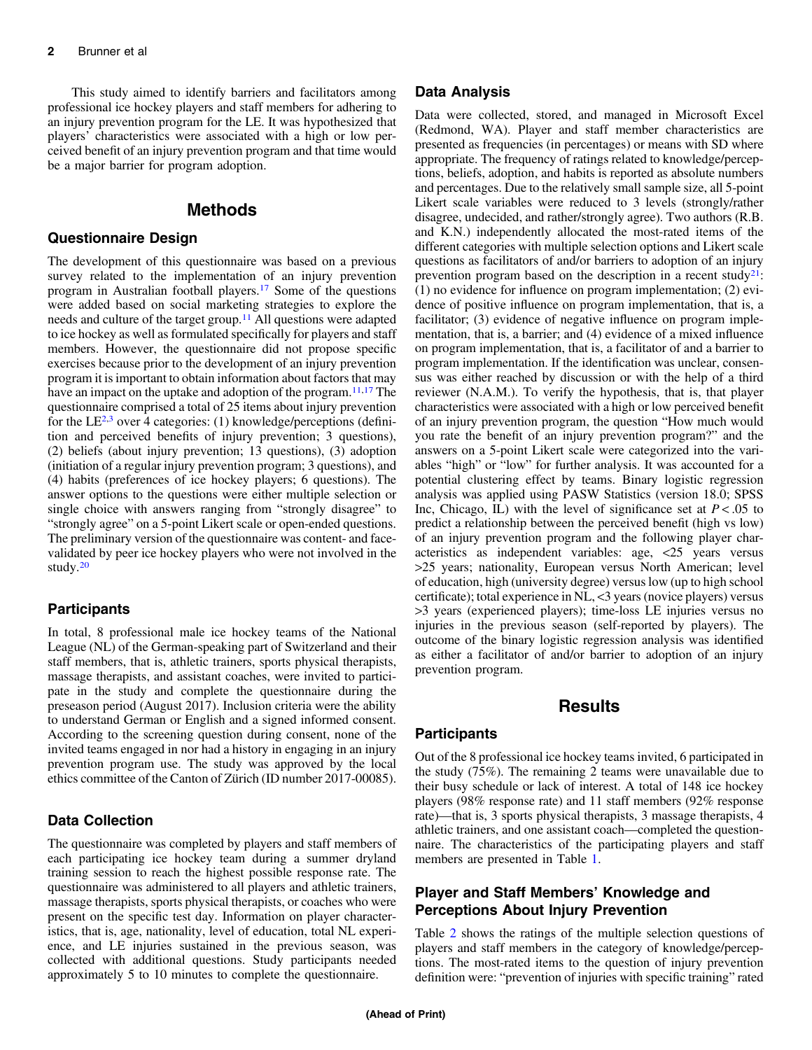This study aimed to identify barriers and facilitators among professional ice hockey players and staff members for adhering to an injury prevention program for the LE. It was hypothesized that players' characteristics were associated with a high or low perceived benefit of an injury prevention program and that time would be a major barrier for program adoption.

## Methods

### Questionnaire Design

The development of this questionnaire was based on a previous survey related to the implementation of an injury prevention program in Australian football players.[17] Some of the questions were added based on social marketing strategies to explore the needs and culture of the target group.[11] All questions were adapted to ice hockey as well as formulated specifically for players and staff members. However, the questionnaire did not propose specific exercises because prior to the development of an injury prevention program it is important to obtain information about factors that may have an impact on the uptake and adoption of the program.[11,17] The questionnaire comprised a total of 25 items about injury prevention for the LE[2,3] over 4 categories: (1) knowledge/perceptions (definition and perceived benefits of injury prevention; 3 questions), (2) beliefs (about injury prevention; 13 questions), (3) adoption (initiation of a regular injury prevention program; 3 questions), and (4) habits (preferences of ice hockey players; 6 questions). The answer options to the questions were either multiple selection or single choice with answers ranging from "strongly disagree" to "strongly agree" on a 5-point Likert scale or open-ended questions. The preliminary version of the questionnaire was content- and face-validated by peer ice hockey players who were not involved in the study.[20]

### Participants

In total, 8 professional male ice hockey teams of the National League (NL) of the German-speaking part of Switzerland and their staff members, that is, athletic trainers, sports physical therapists, massage therapists, and assistant coaches, were invited to participate in the study and complete the questionnaire during the preseason period (August 2017). Inclusion criteria were the ability to understand German or English and a signed informed consent. According to the screening question during consent, none of the invited teams engaged in nor had a history in engaging in an injury prevention program use. The study was approved by the local ethics committee of the Canton of Zürich (ID number 2017-00085).

### Data Collection

The questionnaire was completed by players and staff members of each participating ice hockey team during a summer dryland training session to reach the highest possible response rate. The questionnaire was administered to all players and athletic trainers, massage therapists, sports physical therapists, or coaches who were present on the specific test day. Information on player characteristics, that is, age, nationality, level of education, total NL experience, and LE injuries sustained in the previous season, was collected with additional questions. Study participants needed approximately 5 to 10 minutes to complete the questionnaire.

### Data Analysis

Data were collected, stored, and managed in Microsoft Excel (Redmond, WA). Player and staff member characteristics are presented as frequencies (in percentages) or means with SD where appropriate. The frequency of ratings related to knowledge/perceptions, beliefs, adoption, and habits is reported as absolute numbers and percentages. Due to the relatively small sample size, all 5-point Likert scale variables were reduced to 3 levels (strongly/rather disagree, undecided, and rather/strongly agree). Two authors (R.B. and K.N.) independently allocated the most-rated items of the different categories with multiple selection options and Likert scale questions as facilitators of and/or barriers to adoption of an injury prevention program based on the description in a recent study[21]: (1) no evidence for influence on program implementation; (2) evidence of positive influence on program implementation, that is, a facilitator; (3) evidence of negative influence on program implementation, that is, a barrier; and (4) evidence of a mixed influence on program implementation, that is, a facilitator of and a barrier to program implementation. If the identification was unclear, consensus was either reached by discussion or with the help of a third reviewer (N.A.M.). To verify the hypothesis, that is, that player characteristics were associated with a high or low perceived benefit of an injury prevention program, the question "How much would you rate the benefit of an injury prevention program?" and the answers on a 5-point Likert scale were categorized into the variables "high" or "low" for further analysis. It was accounted for a potential clustering effect by teams. Binary logistic regression analysis was applied using PASW Statistics (version 18.0; SPSS Inc, Chicago, IL) with the level of significance set at $P < .05$ to predict a relationship between the perceived benefit (high vs low) of an injury prevention program and the following player characteristics as independent variables: age, <25 years versus >25 years; nationality, European versus North American; level of education, high (university degree) versus low (up to high school certificate); total experience in NL, <3 years (novice players) versus >3 years (experienced players); time-loss LE injuries versus no injuries in the previous season (self-reported by players). The outcome of the binary logistic regression analysis was identified as either a facilitator of and/or barrier to adoption of an injury prevention program.

## Results

### Participants

Out of the 8 professional ice hockey teams invited, 6 participated in the study (75%). The remaining 2 teams were unavailable due to their busy schedule or lack of interest. A total of 148 ice hockey players (98% response rate) and 11 staff members (92% response rate)—that is, 3 sports physical therapists, 3 massage therapists, 4 athletic trainers, and one assistant coach—completed the questionnaire. The characteristics of the participating players and staff members are presented in Table 1.

### Player and Staff Members' Knowledge and Perceptions About Injury Prevention

Table 2 shows the ratings of the multiple selection questions of players and staff members in the category of knowledge/perceptions. The most-rated items to the question of injury prevention definition were: "prevention of injuries with specific training" rated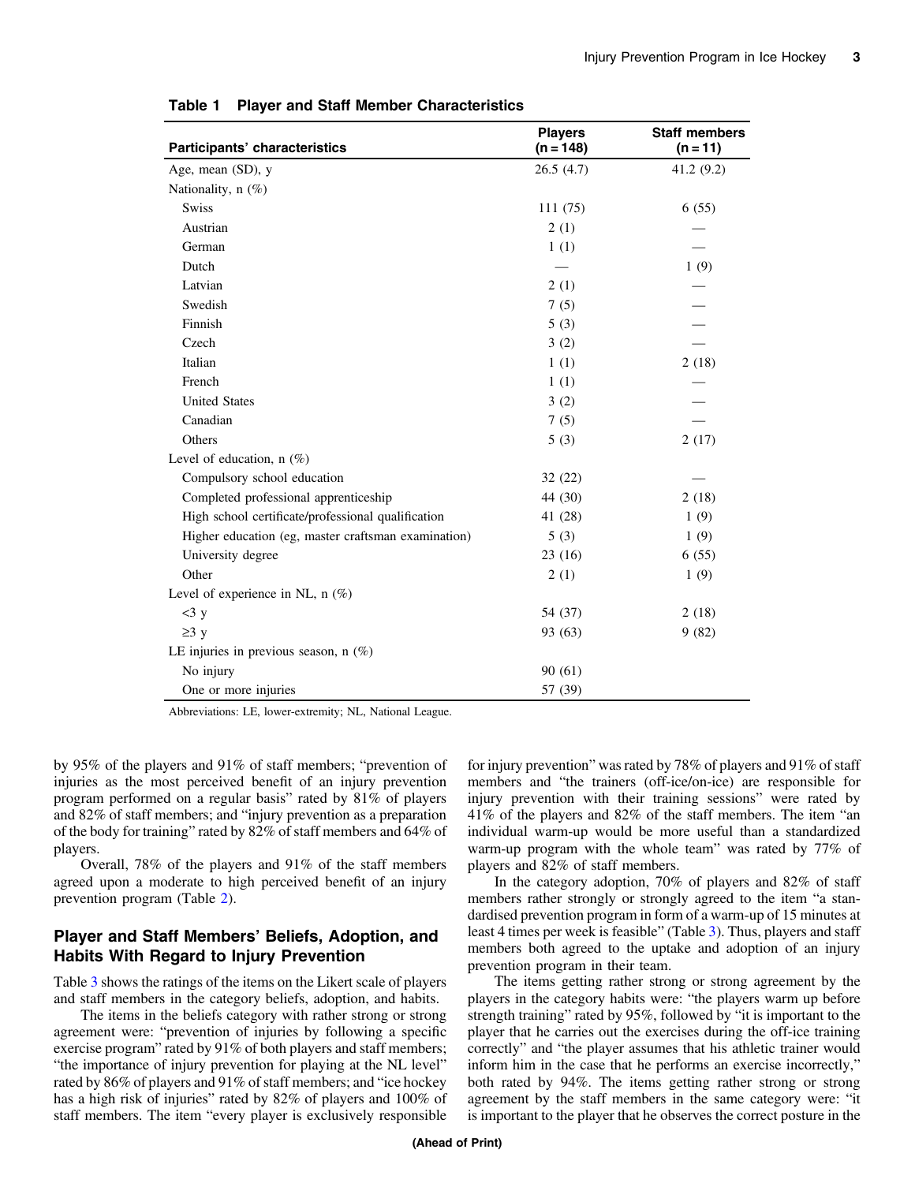**Table 1 Player and Staff Member Characteristics**

| Participants' characteristics | Players (n = 148) | Staff members (n = 11) |
| --- | --- | --- |
| Age, mean (SD), y | 26.5 (4.7) | 41.2 (9.2) |
| Nationality, n (%) | | |
| Swiss | 111 (75) | 6 (55) |
| Austrian | 2 (1) | — |
| German | 1 (1) | — |
| Dutch | — | 1 (9) |
| Latvian | 2 (1) | — |
| Swedish | 7 (5) | — |
| Finnish | 5 (3) | — |
| Czech | 3 (2) | — |
| Italian | 1 (1) | 2 (18) |
| French | 1 (1) | — |
| United States | 3 (2) | — |
| Canadian | 7 (5) | — |
| Others | 5 (3) | 2 (17) |
| Level of education, n (%) | | |
| Compulsory school education | 32 (22) | — |
| Completed professional apprenticeship | 44 (30) | 2 (18) |
| High school certificate/professional qualification | 41 (28) | 1 (9) |
| Higher education (eg, master craftsman examination) | 5 (3) | 1 (9) |
| University degree | 23 (16) | 6 (55) |
| Other | 2 (1) | 1 (9) |
| Level of experience in NL, n (%) | | |
| <3 y | 54 (37) | 2 (18) |
| ≥3 y | 93 (63) | 9 (82) |
| LE injuries in previous season, n (%) | | |
| No injury | 90 (61) | |
| One or more injuries | 57 (39) | |

Abbreviations: LE, lower-extremity; NL, National League.

by 95% of the players and 91% of staff members; "prevention of injuries as the most perceived benefit of an injury prevention program performed on a regular basis" rated by 81% of players and 82% of staff members; and "injury prevention as a preparation of the body for training" rated by 82% of staff members and 64% of players.

Overall, 78% of the players and 91% of the staff members agreed upon a moderate to high perceived benefit of an injury prevention program (Table 2).

## Player and Staff Members' Beliefs, Adoption, and Habits With Regard to Injury Prevention

Table 3 shows the ratings of the items on the Likert scale of players and staff members in the category beliefs, adoption, and habits.

The items in the beliefs category with rather strong or strong agreement were: "prevention of injuries by following a specific exercise program" rated by 91% of both players and staff members; "the importance of injury prevention for playing at the NL level" rated by 86% of players and 91% of staff members; and "ice hockey has a high risk of injuries" rated by 82% of players and 100% of staff members. The item "every player is exclusively responsible for injury prevention" was rated by 78% of players and 91% of staff members and "the trainers (off-ice/on-ice) are responsible for injury prevention with their training sessions" were rated by 41% of the players and 82% of the staff members. The item "an individual warm-up would be more useful than a standardized warm-up program with the whole team" was rated by 77% of players and 82% of staff members.

In the category adoption, 70% of players and 82% of staff members rather strongly or strongly agreed to the item "a standardised prevention program in form of a warm-up of 15 minutes at least 4 times per week is feasible" (Table 3). Thus, players and staff members both agreed to the uptake and adoption of an injury prevention program in their team.

The items getting rather strong or strong agreement by the players in the category habits were: "the players warm up before strength training" rated by 95%, followed by "it is important to the player that he carries out the exercises during the off-ice training correctly" and "the player assumes that his athletic trainer would inform him in the case that he performs an exercise incorrectly," both rated by 94%. The items getting rather strong or strong agreement by the staff members in the same category were: "it is important to the player that he observes the correct posture in the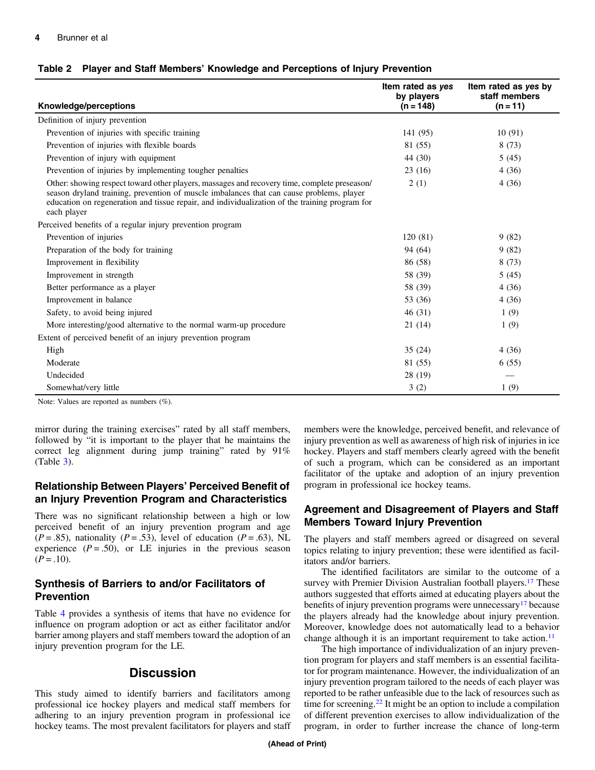**Table 2 Player and Staff Members' Knowledge and Perceptions of Injury Prevention**

| Knowledge/perceptions | Item rated as *yes* by players (n = 148) | Item rated as *yes* by staff members (n = 11) |
|---|---|---|
| Definition of injury prevention | | |
| Prevention of injuries with specific training | 141 (95) | 10 (91) |
| Prevention of injuries with flexible boards | 81 (55) | 8 (73) |
| Prevention of injury with equipment | 44 (30) | 5 (45) |
| Prevention of injuries by implementing tougher penalties | 23 (16) | 4 (36) |
| Other: showing respect toward other players, massages and recovery time, complete preseason/season dryland training, prevention of muscle imbalances that can cause problems, player education on regeneration and tissue repair, and individualization of the training program for each player | 2 (1) | 4 (36) |
| Perceived benefits of a regular injury prevention program | | |
| Prevention of injuries | 120 (81) | 9 (82) |
| Preparation of the body for training | 94 (64) | 9 (82) |
| Improvement in flexibility | 86 (58) | 8 (73) |
| Improvement in strength | 58 (39) | 5 (45) |
| Better performance as a player | 58 (39) | 4 (36) |
| Improvement in balance | 53 (36) | 4 (36) |
| Safety, to avoid being injured | 46 (31) | 1 (9) |
| More interesting/good alternative to the normal warm-up procedure | 21 (14) | 1 (9) |
| Extent of perceived benefit of an injury prevention program | | |
| High | 35 (24) | 4 (36) |
| Moderate | 81 (55) | 6 (55) |
| Undecided | 28 (19) | — |
| Somewhat/very little | 3 (2) | 1 (9) |

Note: Values are reported as numbers (%).

mirror during the training exercises" rated by all staff members, followed by "it is important to the player that he maintains the correct leg alignment during jump training" rated by 91% (Table 3).

## Relationship Between Players' Perceived Benefit of an Injury Prevention Program and Characteristics

There was no significant relationship between a high or low perceived benefit of an injury prevention program and age ($P = .85$), nationality ($P = .53$), level of education ($P = .63$), NL experience ($P = .50$), or LE injuries in the previous season ($P = .10$).

## Synthesis of Barriers to and/or Facilitators of Prevention

Table 4 provides a synthesis of items that have no evidence for influence on program adoption or act as either facilitator and/or barrier among players and staff members toward the adoption of an injury prevention program for the LE.

# Discussion

This study aimed to identify barriers and facilitators among professional ice hockey players and medical staff members for adhering to an injury prevention program in professional ice hockey teams. The most prevalent facilitators for players and staff members were the knowledge, perceived benefit, and relevance of injury prevention as well as awareness of high risk of injuries in ice hockey. Players and staff members clearly agreed with the benefit of such a program, which can be considered as an important facilitator of the uptake and adoption of an injury prevention program in professional ice hockey teams.

## Agreement and Disagreement of Players and Staff Members Toward Injury Prevention

The players and staff members agreed or disagreed on several topics relating to injury prevention; these were identified as facilitators and/or barriers.

The identified facilitators are similar to the outcome of a survey with Premier Division Australian football players.[17] These authors suggested that efforts aimed at educating players about the benefits of injury prevention programs were unnecessary[17] because the players already had the knowledge about injury prevention. Moreover, knowledge does not automatically lead to a behavior change although it is an important requirement to take action.[11]

The high importance of individualization of an injury prevention program for players and staff members is an essential facilitator for program maintenance. However, the individualization of an injury prevention program tailored to the needs of each player was reported to be rather unfeasible due to the lack of resources such as time for screening.[22] It might be an option to include a compilation of different prevention exercises to allow individualization of the program, in order to further increase the chance of long-term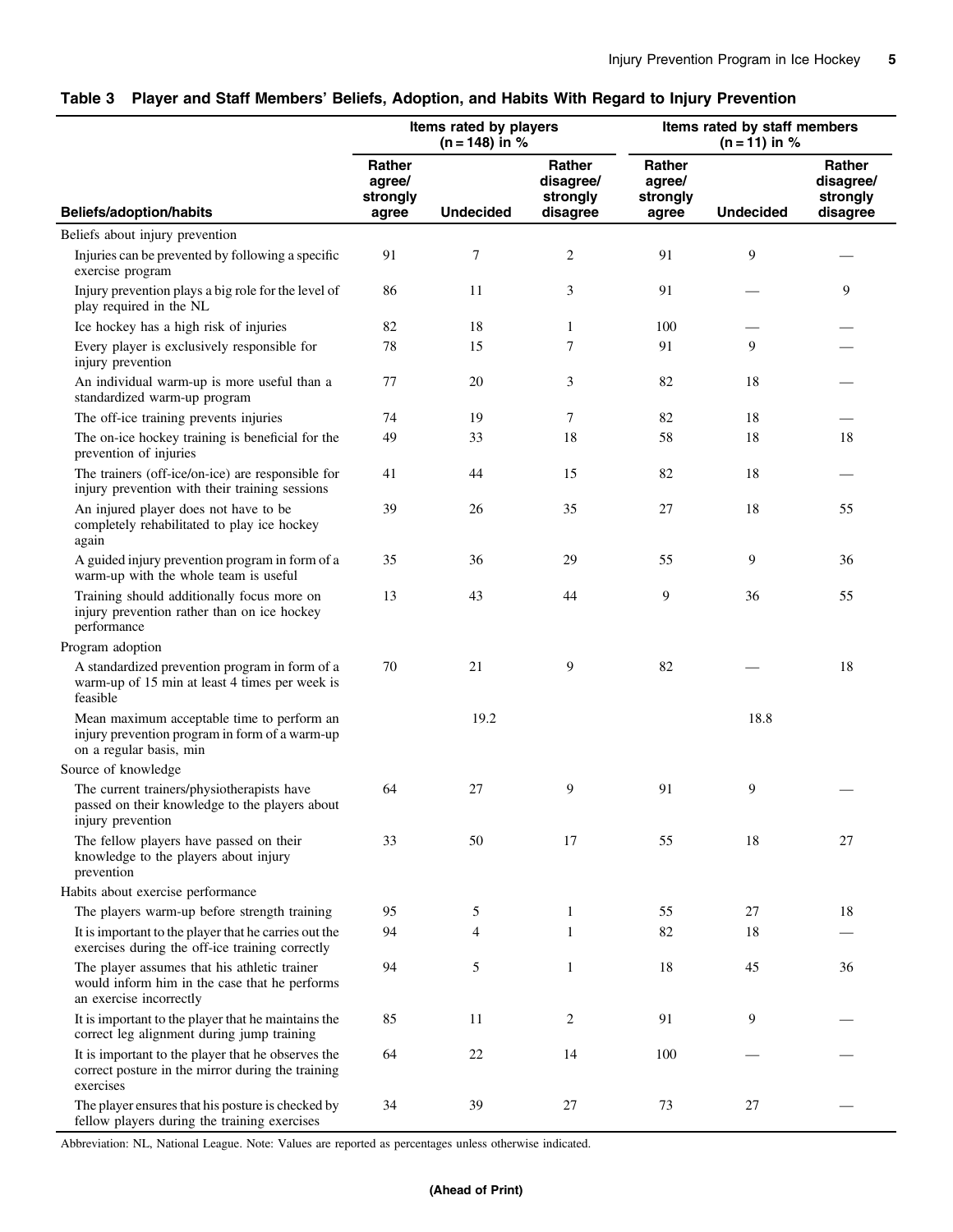**Table 3 Player and Staff Members' Beliefs, Adoption, and Habits With Regard to Injury Prevention**

| Beliefs/adoption/habits | Items rated by players (n = 148) in % | | | Items rated by staff members (n = 11) in % | | |
|---|---|---|---|---|---|---|
| | Rather agree/ strongly agree | Undecided | Rather disagree/ strongly disagree | Rather agree/ strongly agree | Undecided | Rather disagree/ strongly disagree |
| Beliefs about injury prevention | | | | | | |
| Injuries can be prevented by following a specific exercise program | 91 | 7 | 2 | 91 | 9 | — |
| Injury prevention plays a big role for the level of play required in the NL | 86 | 11 | 3 | 91 | — | 9 |
| Ice hockey has a high risk of injuries | 82 | 18 | 1 | 100 | — | — |
| Every player is exclusively responsible for injury prevention | 78 | 15 | 7 | 91 | 9 | — |
| An individual warm-up is more useful than a standardized warm-up program | 77 | 20 | 3 | 82 | 18 | — |
| The off-ice training prevents injuries | 74 | 19 | 7 | 82 | 18 | — |
| The on-ice hockey training is beneficial for the prevention of injuries | 49 | 33 | 18 | 58 | 18 | 18 |
| The trainers (off-ice/on-ice) are responsible for injury prevention with their training sessions | 41 | 44 | 15 | 82 | 18 | — |
| An injured player does not have to be completely rehabilitated to play ice hockey again | 39 | 26 | 35 | 27 | 18 | 55 |
| A guided injury prevention program in form of a warm-up with the whole team is useful | 35 | 36 | 29 | 55 | 9 | 36 |
| Training should additionally focus more on injury prevention rather than on ice hockey performance | 13 | 43 | 44 | 9 | 36 | 55 |
| Program adoption | | | | | | |
| A standardized prevention program in form of a warm-up of 15 min at least 4 times per week is feasible | 70 | 21 | 9 | 82 | — | 18 |
| Mean maximum acceptable time to perform an injury prevention program in form of a warm-up on a regular basis, min | | 19.2 | | | 18.8 | |
| Source of knowledge | | | | | | |
| The current trainers/physiotherapists have passed on their knowledge to the players about injury prevention | 64 | 27 | 9 | 91 | 9 | — |
| The fellow players have passed on their knowledge to the players about injury prevention | 33 | 50 | 17 | 55 | 18 | 27 |
| Habits about exercise performance | | | | | | |
| The players warm-up before strength training | 95 | 5 | 1 | 55 | 27 | 18 |
| It is important to the player that he carries out the exercises during the off-ice training correctly | 94 | 4 | 1 | 82 | 18 | — |
| The player assumes that his athletic trainer would inform him in the case that he performs an exercise incorrectly | 94 | 5 | 1 | 18 | 45 | 36 |
| It is important to the player that he maintains the correct leg alignment during jump training | 85 | 11 | 2 | 91 | 9 | — |
| It is important to the player that he observes the correct posture in the mirror during the training exercises | 64 | 22 | 14 | 100 | — | — |
| The player ensures that his posture is checked by fellow players during the training exercises | 34 | 39 | 27 | 73 | 27 | — |

Abbreviation: NL, National League. Note: Values are reported as percentages unless otherwise indicated.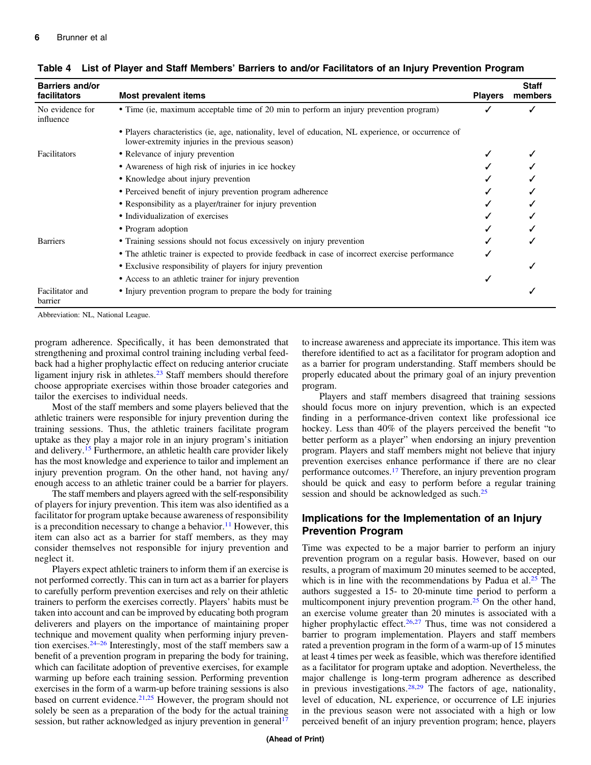**Table 4 List of Player and Staff Members' Barriers to and/or Facilitators of an Injury Prevention Program**

| Barriers and/or facilitators | Most prevalent items | Players | Staff members |
|---|---|---|---|
| No evidence for influence | • Time (ie, maximum acceptable time of 20 min to perform an injury prevention program) | ✓ | ✓ |
| | • Players characteristics (ie, age, nationality, level of education, NL experience, or occurrence of lower-extremity injuries in the previous season) | | |
| Facilitators | • Relevance of injury prevention | ✓ | ✓ |
| | • Awareness of high risk of injuries in ice hockey | ✓ | ✓ |
| | • Knowledge about injury prevention | ✓ | ✓ |
| | • Perceived benefit of injury prevention program adherence | ✓ | ✓ |
| | • Responsibility as a player/trainer for injury prevention | ✓ | ✓ |
| | • Individualization of exercises | ✓ | ✓ |
| | • Program adoption | ✓ | ✓ |
| Barriers | • Training sessions should not focus excessively on injury prevention | ✓ | ✓ |
| | • The athletic trainer is expected to provide feedback in case of incorrect exercise performance | ✓ | |
| | • Exclusive responsibility of players for injury prevention | | ✓ |
| | • Access to an athletic trainer for injury prevention | ✓ | |
| Facilitator and barrier | • Injury prevention program to prepare the body for training | | ✓ |

Abbreviation: NL, National League.

program adherence. Specifically, it has been demonstrated that strengthening and proximal control training including verbal feedback had a higher prophylactic effect on reducing anterior cruciate ligament injury risk in athletes.[23] Staff members should therefore choose appropriate exercises within those broader categories and tailor the exercises to individual needs.

Most of the staff members and some players believed that the athletic trainers were responsible for injury prevention during the training sessions. Thus, the athletic trainers facilitate program uptake as they play a major role in an injury program's initiation and delivery.[15] Furthermore, an athletic health care provider likely has the most knowledge and experience to tailor and implement an injury prevention program. On the other hand, not having any/enough access to an athletic trainer could be a barrier for players.

The staff members and players agreed with the self-responsibility of players for injury prevention. This item was also identified as a facilitator for program uptake because awareness of responsibility is a precondition necessary to change a behavior.[11] However, this item can also act as a barrier for staff members, as they may consider themselves not responsible for injury prevention and neglect it.

Players expect athletic trainers to inform them if an exercise is not performed correctly. This can in turn act as a barrier for players to carefully perform prevention exercises and rely on their athletic trainers to perform the exercises correctly. Players' habits must be taken into account and can be improved by educating both program deliverers and players on the importance of maintaining proper technique and movement quality when performing injury prevention exercises.[24–26] Interestingly, most of the staff members saw a benefit of a prevention program in preparing the body for training, which can facilitate adoption of preventive exercises, for example warming up before each training session. Performing prevention exercises in the form of a warm-up before training sessions is also based on current evidence.[21,25] However, the program should not solely be seen as a preparation of the body for the actual training session, but rather acknowledged as injury prevention in general[17] to increase awareness and appreciate its importance. This item was therefore identified to act as a facilitator for program adoption and as a barrier for program understanding. Staff members should be properly educated about the primary goal of an injury prevention program.

Players and staff members disagreed that training sessions should focus more on injury prevention, which is an expected finding in a performance-driven context like professional ice hockey. Less than 40% of the players perceived the benefit "to better perform as a player" when endorsing an injury prevention program. Players and staff members might not believe that injury prevention exercises enhance performance if there are no clear performance outcomes.[17] Therefore, an injury prevention program should be quick and easy to perform before a regular training session and should be acknowledged as such.[25]

## Implications for the Implementation of an Injury Prevention Program

Time was expected to be a major barrier to perform an injury prevention program on a regular basis. However, based on our results, a program of maximum 20 minutes seemed to be accepted, which is in line with the recommendations by Padua et al.[25] The authors suggested a 15- to 20-minute time period to perform a multicomponent injury prevention program.[25] On the other hand, an exercise volume greater than 20 minutes is associated with a higher prophylactic effect.[26,27] Thus, time was not considered a barrier to program implementation. Players and staff members rated a prevention program in the form of a warm-up of 15 minutes at least 4 times per week as feasible, which was therefore identified as a facilitator for program uptake and adoption. Nevertheless, the major challenge is long-term program adherence as described in previous investigations.[28,29] The factors of age, nationality, level of education, NL experience, or occurrence of LE injuries in the previous season were not associated with a high or low perceived benefit of an injury prevention program; hence, players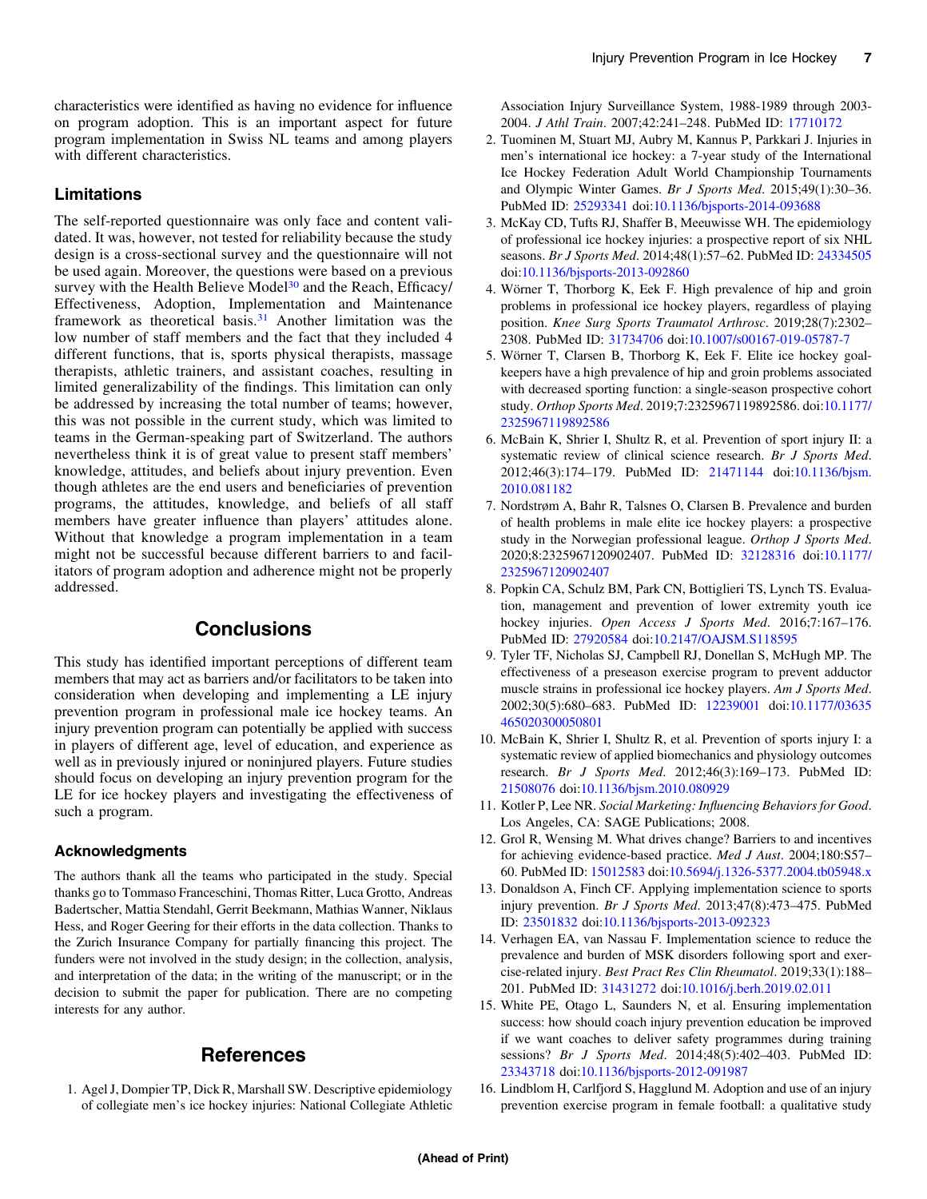characteristics were identified as having no evidence for influence on program adoption. This is an important aspect for future program implementation in Swiss NL teams and among players with different characteristics.

## Limitations

The self-reported questionnaire was only face and content validated. It was, however, not tested for reliability because the study design is a cross-sectional survey and the questionnaire will not be used again. Moreover, the questions were based on a previous survey with the Health Believe Model[30] and the Reach, Efficacy/Effectiveness, Adoption, Implementation and Maintenance framework as theoretical basis.[31] Another limitation was the low number of staff members and the fact that they included 4 different functions, that is, sports physical therapists, massage therapists, athletic trainers, and assistant coaches, resulting in limited generalizability of the findings. This limitation can only be addressed by increasing the total number of teams; however, this was not possible in the current study, which was limited to teams in the German-speaking part of Switzerland. The authors nevertheless think it is of great value to present staff members' knowledge, attitudes, and beliefs about injury prevention. Even though athletes are the end users and beneficiaries of prevention programs, the attitudes, knowledge, and beliefs of all staff members have greater influence than players' attitudes alone. Without that knowledge a program implementation in a team might not be successful because different barriers to and facilitators of program adoption and adherence might not be properly addressed.

# Conclusions

This study has identified important perceptions of different team members that may act as barriers and/or facilitators to be taken into consideration when developing and implementing a LE injury prevention program in professional male ice hockey teams. An injury prevention program can potentially be applied with success in players of different age, level of education, and experience as well as in previously injured or noninjured players. Future studies should focus on developing an injury prevention program for the LE for ice hockey players and investigating the effectiveness of such a program.

### Acknowledgments

The authors thank all the teams who participated in the study. Special thanks go to Tommaso Franceschini, Thomas Ritter, Luca Grotto, Andreas Badertscher, Mattia Stendahl, Gerrit Beekmann, Mathias Wanner, Niklaus Hess, and Roger Geering for their efforts in the data collection. Thanks to the Zurich Insurance Company for partially financing this project. The funders were not involved in the study design; in the collection, analysis, and interpretation of the data; in the writing of the manuscript; or in the decision to submit the paper for publication. There are no competing interests for any author.

# References

1. Agel J, Dompier TP, Dick R, Marshall SW. Descriptive epidemiology of collegiate men's ice hockey injuries: National Collegiate Athletic Association Injury Surveillance System, 1988-1989 through 2003-2004. *J Athl Train*. 2007;42:241–248. PubMed ID: 17710172
2. Tuominen M, Stuart MJ, Aubry M, Kannus P, Parkkari J. Injuries in men's international ice hockey: a 7-year study of the International Ice Hockey Federation Adult World Championship Tournaments and Olympic Winter Games. *Br J Sports Med*. 2015;49(1):30–36. PubMed ID: 25293341 doi:10.1136/bjsports-2014-093688
3. McKay CD, Tufts RJ, Shaffer B, Meeuwisse WH. The epidemiology of professional ice hockey injuries: a prospective report of six NHL seasons. *Br J Sports Med*. 2014;48(1):57–62. PubMed ID: 24334505 doi:10.1136/bjsports-2013-092860
4. Wörner T, Thorborg K, Eek F. High prevalence of hip and groin problems in professional ice hockey players, regardless of playing position. *Knee Surg Sports Traumatol Arthrosc*. 2019;28(7):2302–2308. PubMed ID: 31734706 doi:10.1007/s00167-019-05787-7
5. Wörner T, Clarsen B, Thorborg K, Eek F. Elite ice hockey goalkeepers have a high prevalence of hip and groin problems associated with decreased sporting function: a single-season prospective cohort study. *Orthop Sports Med*. 2019;7:2325967119892586. doi:10.1177/2325967119892586
6. McBain K, Shrier I, Shultz R, et al. Prevention of sport injury II: a systematic review of clinical science research. *Br J Sports Med*. 2012;46(3):174–179. PubMed ID: 21471144 doi:10.1136/bjsm.2010.081182
7. Nordstrøm A, Bahr R, Talsnes O, Clarsen B. Prevalence and burden of health problems in male elite ice hockey players: a prospective study in the Norwegian professional league. *Orthop J Sports Med*. 2020;8:2325967120902407. PubMed ID: 32128316 doi:10.1177/2325967120902407
8. Popkin CA, Schulz BM, Park CN, Bottiglieri TS, Lynch TS. Evaluation, management and prevention of lower extremity youth ice hockey injuries. *Open Access J Sports Med*. 2016;7:167–176. PubMed ID: 27920584 doi:10.2147/OAJSM.S118595
9. Tyler TF, Nicholas SJ, Campbell RJ, Donellan S, McHugh MP. The effectiveness of a preseason exercise program to prevent adductor muscle strains in professional ice hockey players. *Am J Sports Med*. 2002;30(5):680–683. PubMed ID: 12239001 doi:10.1177/03635465020300050801
10. McBain K, Shrier I, Shultz R, et al. Prevention of sports injury I: a systematic review of applied biomechanics and physiology outcomes research. *Br J Sports Med*. 2012;46(3):169–173. PubMed ID: 21508076 doi:10.1136/bjsm.2010.080929
11. Kotler P, Lee NR. *Social Marketing: Influencing Behaviors for Good*. Los Angeles, CA: SAGE Publications; 2008.
12. Grol R, Wensing M. What drives change? Barriers to and incentives for achieving evidence-based practice. *Med J Aust*. 2004;180:S57–60. PubMed ID: 15012583 doi:10.5694/j.1326-5377.2004.tb05948.x
13. Donaldson A, Finch CF. Applying implementation science to sports injury prevention. *Br J Sports Med*. 2013;47(8):473–475. PubMed ID: 23501832 doi:10.1136/bjsports-2013-092323
14. Verhagen EA, van Nassau F. Implementation science to reduce the prevalence and burden of MSK disorders following sport and exercise-related injury. *Best Pract Res Clin Rheumatol*. 2019;33(1):188–201. PubMed ID: 31431272 doi:10.1016/j.berh.2019.02.011
15. White PE, Otago L, Saunders N, et al. Ensuring implementation success: how should coach injury prevention education be improved if we want coaches to deliver safety programmes during training sessions? *Br J Sports Med*. 2014;48(5):402–403. PubMed ID: 23343718 doi:10.1136/bjsports-2012-091987
16. Lindblom H, Carlfjord S, Hagglund M. Adoption and use of an injury prevention exercise program in female football: a qualitative study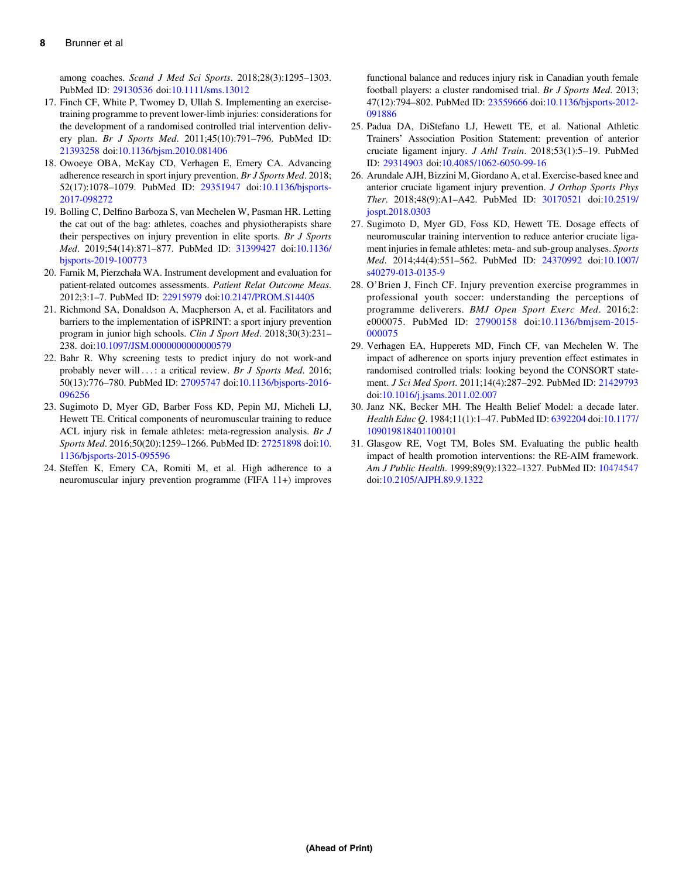among coaches. *Scand J Med Sci Sports*. 2018;28(3):1295–1303. PubMed ID: 29130536 doi:10.1111/sms.13012

17. Finch CF, White P, Twomey D, Ullah S. Implementing an exercise-training programme to prevent lower-limb injuries: considerations for the development of a randomised controlled trial intervention delivery plan. *Br J Sports Med*. 2011;45(10):791–796. PubMed ID: 21393258 doi:10.1136/bjsm.2010.081406
18. Owoeye OBA, McKay CD, Verhagen E, Emery CA. Advancing adherence research in sport injury prevention. *Br J Sports Med*. 2018; 52(17):1078–1079. PubMed ID: 29351947 doi:10.1136/bjsports-2017-098272
19. Bolling C, Delfino Barboza S, van Mechelen W, Pasman HR. Letting the cat out of the bag: athletes, coaches and physiotherapists share their perspectives on injury prevention in elite sports. *Br J Sports Med*. 2019;54(14):871–877. PubMed ID: 31399427 doi:10.1136/bjsports-2019-100773
20. Farnik M, Pierzchała WA. Instrument development and evaluation for patient-related outcomes assessments. *Patient Relat Outcome Meas*. 2012;3:1–7. PubMed ID: 22915979 doi:10.2147/PROM.S14405
21. Richmond SA, Donaldson A, Macpherson A, et al. Facilitators and barriers to the implementation of iSPRINT: a sport injury prevention program in junior high schools. *Clin J Sport Med*. 2018;30(3):231–238. doi:10.1097/JSM.0000000000000579
22. Bahr R. Why screening tests to predict injury do not work-and probably never will . . . : a critical review. *Br J Sports Med*. 2016; 50(13):776–780. PubMed ID: 27095747 doi:10.1136/bjsports-2016-096256
23. Sugimoto D, Myer GD, Barber Foss KD, Pepin MJ, Micheli LJ, Hewett TE. Critical components of neuromuscular training to reduce ACL injury risk in female athletes: meta-regression analysis. *Br J Sports Med*. 2016;50(20):1259–1266. PubMed ID: 27251898 doi:10.1136/bjsports-2015-095596
24. Steffen K, Emery CA, Romiti M, et al. High adherence to a neuromuscular injury prevention programme (FIFA 11+) improves functional balance and reduces injury risk in Canadian youth female football players: a cluster randomised trial. *Br J Sports Med*. 2013; 47(12):794–802. PubMed ID: 23559666 doi:10.1136/bjsports-2012-091886
25. Padua DA, DiStefano LJ, Hewett TE, et al. National Athletic Trainers' Association Position Statement: prevention of anterior cruciate ligament injury. *J Athl Train*. 2018;53(1):5–19. PubMed ID: 29314903 doi:10.4085/1062-6050-99-16
26. Arundale AJH, Bizzini M, Giordano A, et al. Exercise-based knee and anterior cruciate ligament injury prevention. *J Orthop Sports Phys Ther*. 2018;48(9):A1–A42. PubMed ID: 30170521 doi:10.2519/jospt.2018.0303
27. Sugimoto D, Myer GD, Foss KD, Hewett TE. Dosage effects of neuromuscular training intervention to reduce anterior cruciate ligament injuries in female athletes: meta- and sub-group analyses. *Sports Med*. 2014;44(4):551–562. PubMed ID: 24370992 doi:10.1007/s40279-013-0135-9
28. O'Brien J, Finch CF. Injury prevention exercise programmes in professional youth soccer: understanding the perceptions of programme deliverers. *BMJ Open Sport Exerc Med*. 2016;2: e000075. PubMed ID: 27900158 doi:10.1136/bmjsem-2015-000075
29. Verhagen EA, Hupperets MD, Finch CF, van Mechelen W. The impact of adherence on sports injury prevention effect estimates in randomised controlled trials: looking beyond the CONSORT statement. *J Sci Med Sport*. 2011;14(4):287–292. PubMed ID: 21429793 doi:10.1016/j.jsams.2011.02.007
30. Janz NK, Becker MH. The Health Belief Model: a decade later. *Health Educ Q*. 1984;11(1):1–47. PubMed ID: 6392204 doi:10.1177/109019818401100101
31. Glasgow RE, Vogt TM, Boles SM. Evaluating the public health impact of health promotion interventions: the RE-AIM framework. *Am J Public Health*. 1999;89(9):1322–1327. PubMed ID: 10474547 doi:10.2105/AJPH.89.9.1322